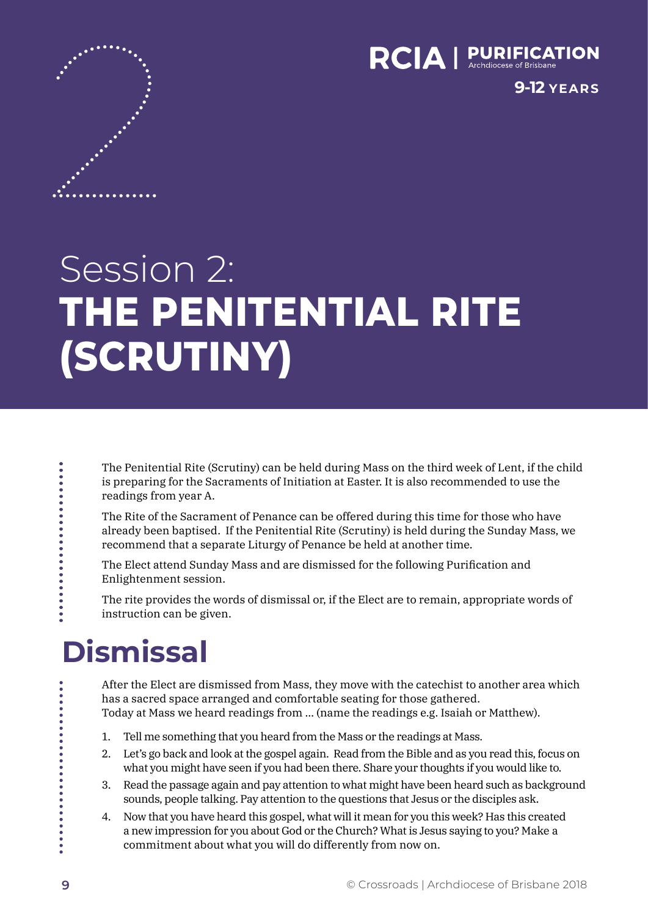RCIA | PURIFICATION
Archdiocese of Brisbane

9-12 YEARS

# Session 2: THE PENITENTIAL RITE (SCRUTINY)

The Penitential Rite (Scrutiny) can be held during Mass on the third week of Lent, if the child is preparing for the Sacraments of Initiation at Easter. It is also recommended to use the readings from year A.

The Rite of the Sacrament of Penance can be offered during this time for those who have already been baptised. If the Penitential Rite (Scrutiny) is held during the Sunday Mass, we recommend that a separate Liturgy of Penance be held at another time.

The Elect attend Sunday Mass and are dismissed for the following Purification and Enlightenment session.

The rite provides the words of dismissal or, if the Elect are to remain, appropriate words of instruction can be given.

## Dismissal

After the Elect are dismissed from Mass, they move with the catechist to another area which has a sacred space arranged and comfortable seating for those gathered.
Today at Mass we heard readings from ... (name the readings e.g. Isaiah or Matthew).

1. Tell me something that you heard from the Mass or the readings at Mass.
2. Let's go back and look at the gospel again. Read from the Bible and as you read this, focus on what you might have seen if you had been there. Share your thoughts if you would like to.
3. Read the passage again and pay attention to what might have been heard such as background sounds, people talking. Pay attention to the questions that Jesus or the disciples ask.
4. Now that you have heard this gospel, what will it mean for you this week? Has this created a new impression for you about God or the Church? What is Jesus saying to you? Make a commitment about what you will do differently from now on.

© Crossroads | Archdiocese of Brisbane 2018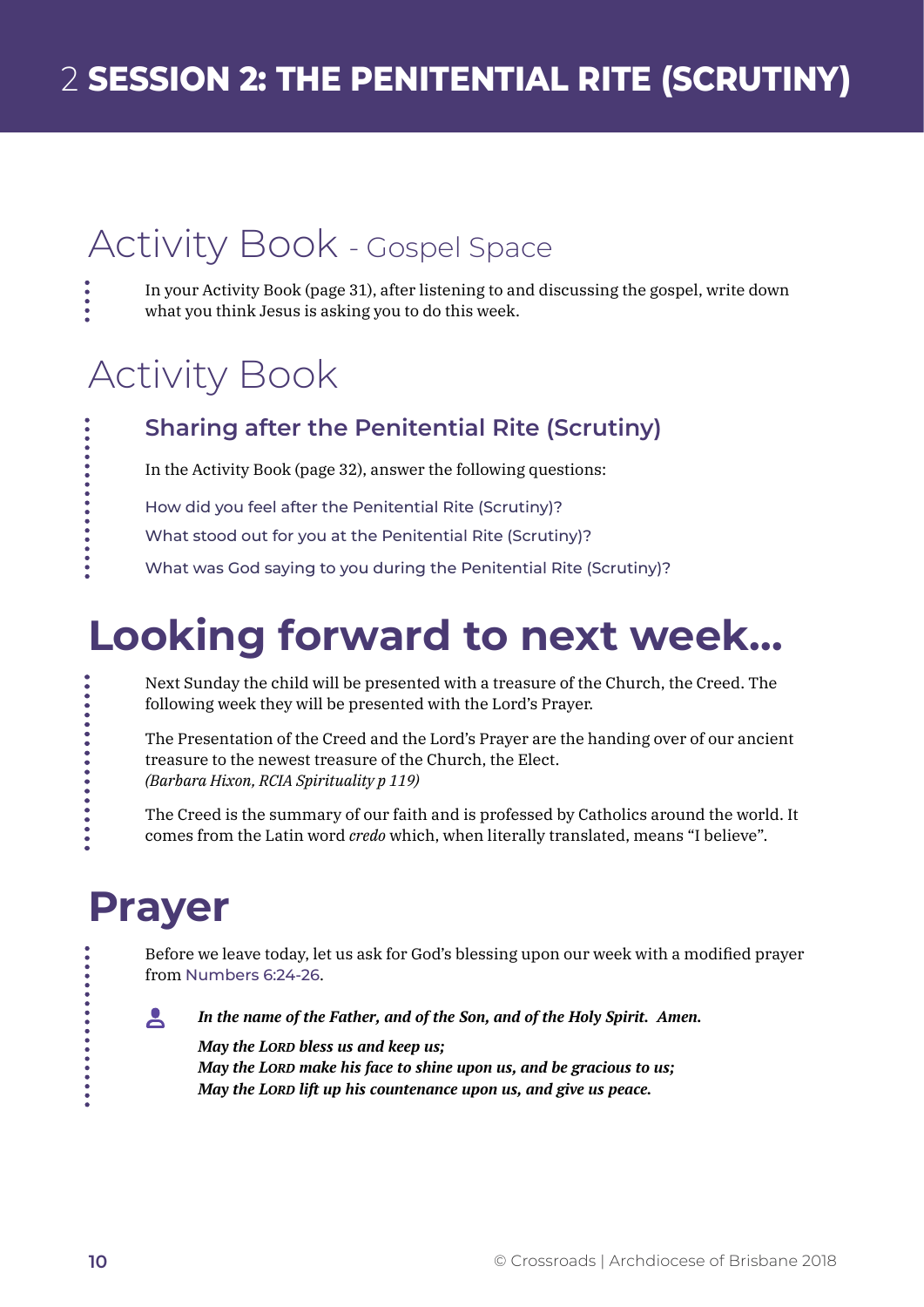## 2 SESSION 2: THE PENITENTIAL RITE (SCRUTINY)

## Activity Book - Gospel Space

In your Activity Book (page 31), after listening to and discussing the gospel, write down what you think Jesus is asking you to do this week.

## Activity Book

### Sharing after the Penitential Rite (Scrutiny)

In the Activity Book (page 32), answer the following questions:

How did you feel after the Penitential Rite (Scrutiny)?

What stood out for you at the Penitential Rite (Scrutiny)?

What was God saying to you during the Penitential Rite (Scrutiny)?

# Looking forward to next week...

Next Sunday the child will be presented with a treasure of the Church, the Creed. The following week they will be presented with the Lord's Prayer.

The Presentation of the Creed and the Lord's Prayer are the handing over of our ancient treasure to the newest treasure of the Church, the Elect.
*(Barbara Hixon, RCIA Spirituality p 119)*

The Creed is the summary of our faith and is professed by Catholics around the world. It comes from the Latin word *credo* which, when literally translated, means "I believe".

# Prayer

Before we leave today, let us ask for God's blessing upon our week with a modified prayer from Numbers 6:24-26.

***In the name of the Father, and of the Son, and of the Holy Spirit. Amen.***

***May the LORD bless us and keep us;***
***May the LORD make his face to shine upon us, and be gracious to us;***
***May the LORD lift up his countenance upon us, and give us peace.***

© Crossroads | Archdiocese of Brisbane 2018